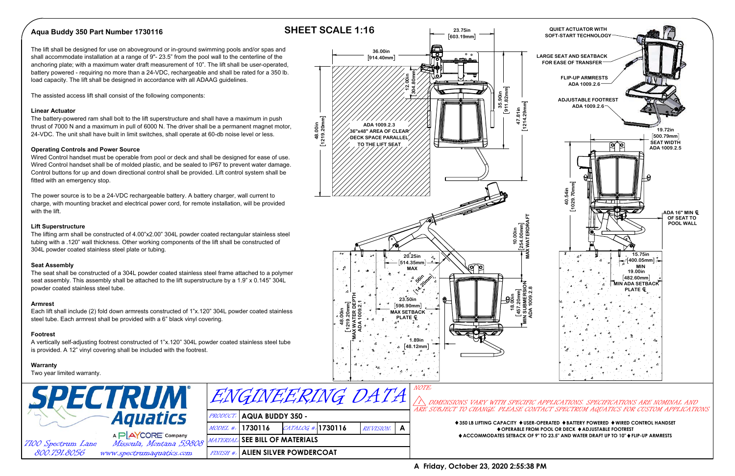## Aqua Buddy 350 Part Number 1730116

The lift shall be designed for use on aboveground or in-ground swimming pools and/or spas and shall accommodate installation at a range of 9"- 23.5" from the pool wall to the centerline of the anchoring plate; with a maximum water draft measurement of 10". The lift shall be user-operated, battery powered - requiring no more than a 24-VDC, rechargeable and shall be rated for a 350 lb. load capacity. The lift shall be designed in accordance with all ADAAG guidelines.

The assisted access lift shall consist of the following components:

### Linear Actuator

The battery-powered ram shall bolt to the lift superstructure and shall have a maximum in push thrust of 7000 N and a maximum in pull of 6000 N. The driver shall be a permanent magnet motor, 24-VDC. The unit shall have built in limit switches, shall operate at 60-db noise level or less.

### Operating Controls and Power Source

Wired Control handset must be operable from pool or deck and shall be designed for ease of use. Wired Control handset shall be of molded plastic, and be sealed to IP67 to prevent water damage. Control buttons for up and down directional control shall be provided. Lift control system shall be fitted with an emergency stop.

The power source is to be a 24-VDC rechargeable battery. A battery charger, wall current to charge, with mounting bracket and electrical power cord, for remote installation, will be provided with the lift.

### Lift Superstructure

The lifting arm shall be constructed of 4.00"x2.00" 304L powder coated rectangular stainless steel tubing with a .120" wall thickness. Other working components of the lift shall be constructed of 304L powder coated stainless steel plate or tubing.

### Seat Assembly

The seat shall be constructed of a 304L powder coated stainless steel frame attached to a polymer seat assembly. This assembly shall be attached to the lift superstructure by a 1.9" x 0.145" 304L powder coated stainless steel tube.

### Armrest

Each lift shall include (2) fold down armrests constructed of 1"x.120" 304L powder coated stainless steel tube. Each armrest shall be provided with a 6" black vinyl covering.

### Footrest

A vertically self-adjusting footrest constructed of 1"x.120" 304L powder coated stainless steel tube is provided. A 12" vinyl covering shall be included with the footrest.

### Warranty

Two year limited warranty.

## SHEET SCALE 1:16

- 23.75in [603.19mm]
- 36.00in [914.40mm]
- 12.00in [304.80mm]
- 35.90in [911.82mm]
- 47.81in [1214.29mm]
- 48.00in [1219.20mm]
- ADA 1009.2.3 36"x48" AREA OF CLEAR DECK SPACE PARALLEL TO THE LIFT SEAT
- 10.00in [254.00mm] MAX WATERDRAFT
- 20.25in [514.35mm] MAX
- .56in [14.20mm]
- 23.50in [596.90mm] MAX SETBACK PLATE ℄
- 48.00in [1219.20mm] MAX WATER DEPTH ADA 1009.2.1
- 18.00in [457.20mm] MIN SUBMERSION ADA 1009.2.8
- 1.89in [48.12mm]
- QUIET ACTUATOR WITH SOFT-START TECHNOLOGY
- LARGE SEAT AND SEATBACK FOR EASE OF TRANSFER
- FLIP-UP ARMRESTS ADA 1009.2.6
- ADJUSTABLE FOOTREST ADA 1009.2.6
- 19.72in [500.79mm] SEAT WIDTH ADA 1009.2.5
- 40.54in [1029.70mm]
- ADA 16" MIN ℄ OF SEAT TO POOL WALL
- 15.75in [400.05mm] MIN
- 19.00in [482.60mm] MIN ADA SETBACK PLATE ℄

**SPECTRUM® Aquatics**
A PLAYCORE Company
7100 Spectrum Lane, Missoula, Montana 59808
800.791.8056 www.spectrumaquatics.com

*ENGINEERING DATA*

| | | | | | |
|---|---|---|---|---|---|
| *PRODUCT:* | AQUA BUDDY 350 - | | | | |
| *MODEL #:* | 1730116 | *CATALOG #:* | 1730116 | *REVISION:* | A |
| *MATERIAL:* | SEE BILL OF MATERIALS | | | | |
| *FINISH #:* | ALIEN SILVER POWDERCOAT | | | | |

*NOTE:*

*⚠ DIMENSIONS VARY WITH SPECIFIC APPLICATIONS. SPECIFICATIONS ARE NOMINAL AND ARE SUBJECT TO CHANGE. PLEASE CONTACT SPECTRUM AQUATICS FOR CUSTOM APPLICATIONS*

♦ 350 LB LIFTING CAPACITY ♦ USER-OPERATED ♦ BATTERY POWERED ♦ WIRED CONTROL HANDSET ♦ OPERABLE FROM POOL OR DECK ♦ ADJUSTABLE FOOTREST ♦ ACCOMMODATES SETBACK OF 9" TO 23.5" AND WATER DRAFT UP TO 10" ♦ FLIP-UP ARMRESTS

A Friday, October 23, 2020 2:55:38 PM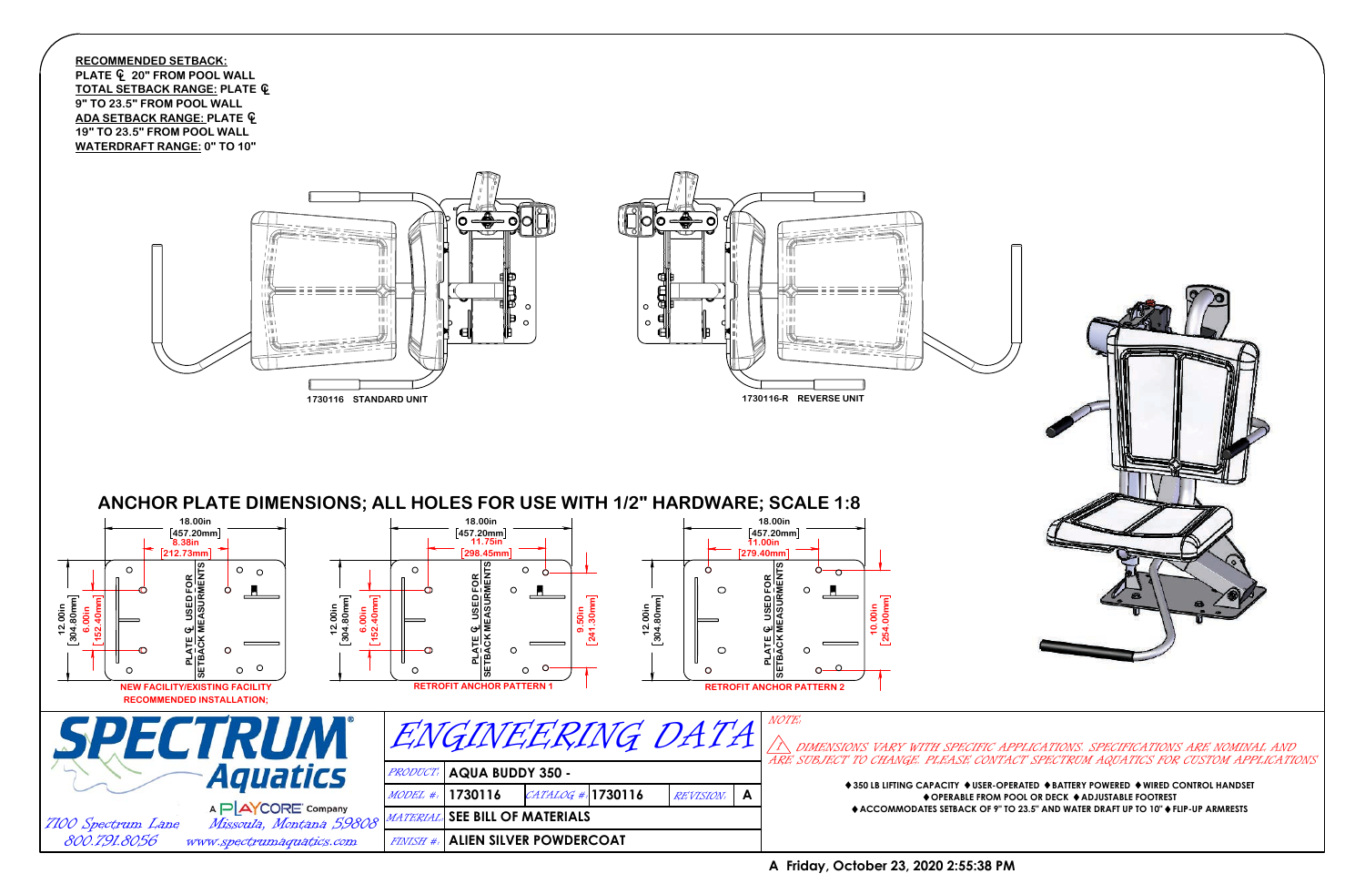**RECOMMENDED SETBACK:**
PLATE ℄ 20" FROM POOL WALL
**TOTAL SETBACK RANGE:** PLATE ℄ 9" TO 23.5" FROM POOL WALL
**ADA SETBACK RANGE:** PLATE ℄ 19" TO 23.5" FROM POOL WALL
**WATERDRAFT RANGE:** 0" TO 10"

1730116 STANDARD UNIT

1730116-R REVERSE UNIT

## ANCHOR PLATE DIMENSIONS; ALL HOLES FOR USE WITH 1/2" HARDWARE; SCALE 1:8

18.00in [457.20mm]
8.38in [212.73mm]
12.00in [304.80mm]
6.00in [152.40mm]
PLATE ℄ USED FOR SETBACK MEASUREMENTS
NEW FACILITY/EXISTING FACILITY RECOMMENDED INSTALLATION;

18.00in [457.20mm]
11.75in [298.45mm]
12.00in [304.80mm]
6.00in [152.40mm]
9.50in [241.30mm]
PLATE ℄ USED FOR SETBACK MEASUREMENTS
RETROFIT ANCHOR PATTERN 1

18.00in [457.20mm]
11.00in [279.40mm]
12.00in [304.80mm]
10.00in [254.00mm]
PLATE ℄ USED FOR SETBACK MEASUREMENTS
RETROFIT ANCHOR PATTERN 2

**SPECTRUM® Aquatics**
A PLAYCORE Company
7100 Spectrum Lane, Missoula, Montana 59808
800.791.8056 www.spectrumaquatics.com

*ENGINEERING DATA*

| | | | | | |
|---|---|---|---|---|---|
| *PRODUCT:* | AQUA BUDDY 350 - | | | | |
| *MODEL #:* | 1730116 | *CATALOG #:* | 1730116 | *REVISION:* | A |
| *MATERIAL:* | SEE BILL OF MATERIALS | | | | |
| *FINISH #:* | ALIEN SILVER POWDERCOAT | | | | |

*NOTE:*
*⚠ DIMENSIONS VARY WITH SPECIFIC APPLICATIONS. SPECIFICATIONS ARE NOMINAL AND ARE SUBJECT TO CHANGE. PLEASE CONTACT SPECTRUM AQUATICS FOR CUSTOM APPLICATIONS*

♦350 LB LIFTING CAPACITY ♦USER-OPERATED ♦BATTERY POWERED ♦WIRED CONTROL HANDSET
♦OPERABLE FROM POOL OR DECK ♦ADJUSTABLE FOOTREST
♦ACCOMMODATES SETBACK OF 9" TO 23.5" AND WATER DRAFT UP TO 10" ♦FLIP-UP ARMRESTS

A Friday, October 23, 2020 2:55:38 PM